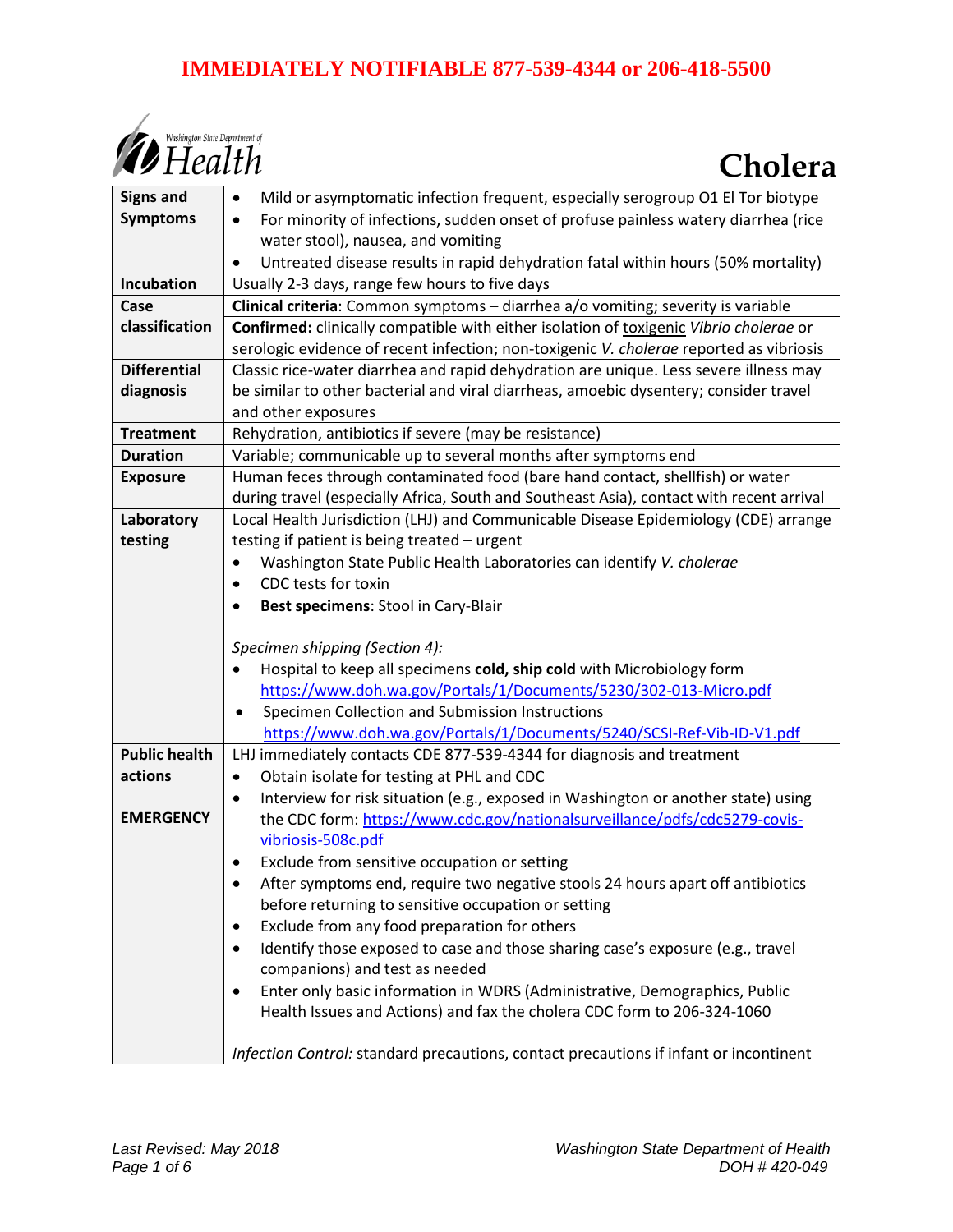**IMMEDIATELY NOTIFIABLE 877-539-4344 or 206-418-5500**

Washington State Department of Health

# Cholera

| | |
|---|---|
| **Signs and Symptoms** | • Mild or asymptomatic infection frequent, especially serogroup O1 El Tor biotype<br>• For minority of infections, sudden onset of profuse painless watery diarrhea (rice water stool), nausea, and vomiting<br>• Untreated disease results in rapid dehydration fatal within hours (50% mortality) |
| **Incubation** | Usually 2-3 days, range few hours to five days |
| **Case classification** | **Clinical criteria**: Common symptoms – diarrhea a/o vomiting; severity is variable<br>**Confirmed:** clinically compatible with either isolation of <u>toxigenic</u> *Vibrio cholerae* or serologic evidence of recent infection; non-toxigenic *V. cholerae* reported as vibriosis |
| **Differential diagnosis** | Classic rice-water diarrhea and rapid dehydration are unique. Less severe illness may be similar to other bacterial and viral diarrheas, amoebic dysentery; consider travel and other exposures |
| **Treatment** | Rehydration, antibiotics if severe (may be resistance) |
| **Duration** | Variable; communicable up to several months after symptoms end |
| **Exposure** | Human feces through contaminated food (bare hand contact, shellfish) or water during travel (especially Africa, South and Southeast Asia), contact with recent arrival |
| **Laboratory testing** | Local Health Jurisdiction (LHJ) and Communicable Disease Epidemiology (CDE) arrange testing if patient is being treated – urgent<br>• Washington State Public Health Laboratories can identify *V. cholerae*<br>• CDC tests for toxin<br>• **Best specimens**: Stool in Cary-Blair<br><br>*Specimen shipping (Section 4):*<br>• Hospital to keep all specimens **cold, ship cold** with Microbiology form https://www.doh.wa.gov/Portals/1/Documents/5230/302-013-Micro.pdf<br>• Specimen Collection and Submission Instructions https://www.doh.wa.gov/Portals/1/Documents/5240/SCSI-Ref-Vib-ID-V1.pdf |
| **Public health actions**<br><br>**EMERGENCY** | LHJ immediately contacts CDE 877-539-4344 for diagnosis and treatment<br>• Obtain isolate for testing at PHL and CDC<br>• Interview for risk situation (e.g., exposed in Washington or another state) using the CDC form: https://www.cdc.gov/nationalsurveillance/pdfs/cdc5279-covis-vibriosis-508c.pdf<br>• Exclude from sensitive occupation or setting<br>• After symptoms end, require two negative stools 24 hours apart off antibiotics before returning to sensitive occupation or setting<br>• Exclude from any food preparation for others<br>• Identify those exposed to case and those sharing case's exposure (e.g., travel companions) and test as needed<br>• Enter only basic information in WDRS (Administrative, Demographics, Public Health Issues and Actions) and fax the cholera CDC form to 206-324-1060<br><br>*Infection Control:* standard precautions, contact precautions if infant or incontinent |

Last Revised: May 2018

Washington State Department of Health
DOH # 420-049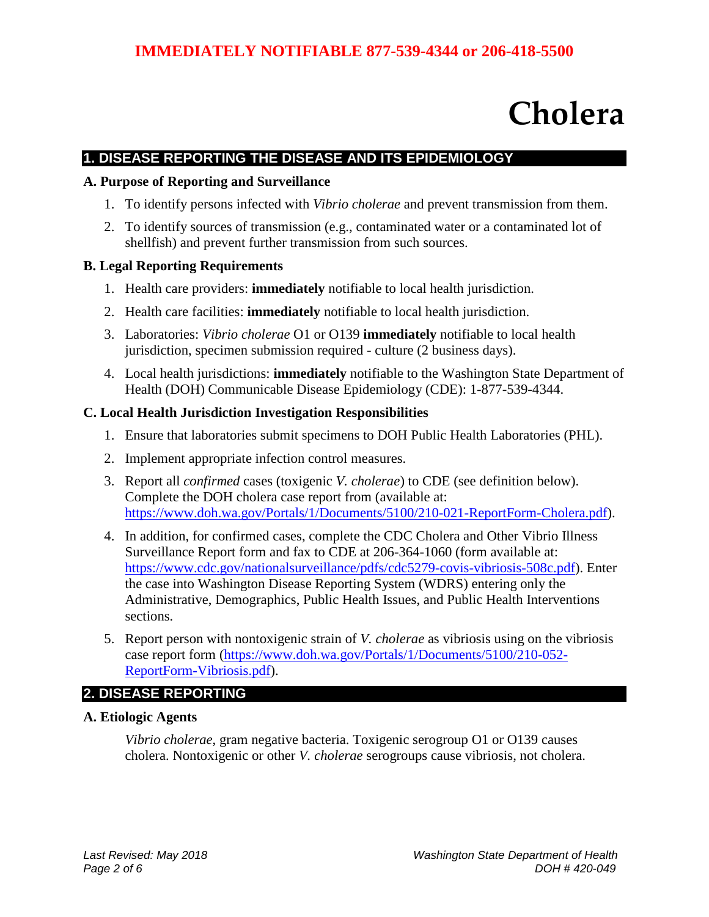**IMMEDIATELY NOTIFIABLE 877-539-4344 or 206-418-5500**

# Cholera

## 1. DISEASE REPORTING THE DISEASE AND ITS EPIDEMIOLOGY

### A. Purpose of Reporting and Surveillance

1. To identify persons infected with *Vibrio cholerae* and prevent transmission from them.
2. To identify sources of transmission (e.g., contaminated water or a contaminated lot of shellfish) and prevent further transmission from such sources.

### B. Legal Reporting Requirements

1. Health care providers: **immediately** notifiable to local health jurisdiction.
2. Health care facilities: **immediately** notifiable to local health jurisdiction.
3. Laboratories: *Vibrio cholerae* O1 or O139 **immediately** notifiable to local health jurisdiction, specimen submission required - culture (2 business days).
4. Local health jurisdictions: **immediately** notifiable to the Washington State Department of Health (DOH) Communicable Disease Epidemiology (CDE): 1-877-539-4344.

### C. Local Health Jurisdiction Investigation Responsibilities

1. Ensure that laboratories submit specimens to DOH Public Health Laboratories (PHL).
2. Implement appropriate infection control measures.
3. Report all *confirmed* cases (toxigenic *V. cholerae*) to CDE (see definition below). Complete the DOH cholera case report from (available at: https://www.doh.wa.gov/Portals/1/Documents/5100/210-021-ReportForm-Cholera.pdf).
4. In addition, for confirmed cases, complete the CDC Cholera and Other Vibrio Illness Surveillance Report form and fax to CDE at 206-364-1060 (form available at: https://www.cdc.gov/nationalsurveillance/pdfs/cdc5279-covis-vibriosis-508c.pdf). Enter the case into Washington Disease Reporting System (WDRS) entering only the Administrative, Demographics, Public Health Issues, and Public Health Interventions sections.
5. Report person with nontoxigenic strain of *V. cholerae* as vibriosis using on the vibriosis case report form (https://www.doh.wa.gov/Portals/1/Documents/5100/210-052-ReportForm-Vibriosis.pdf).

## 2. DISEASE REPORTING

### A. Etiologic Agents

*Vibrio cholerae*, gram negative bacteria. Toxigenic serogroup O1 or O139 causes cholera. Nontoxigenic or other *V. cholerae* serogroups cause vibriosis, not cholera.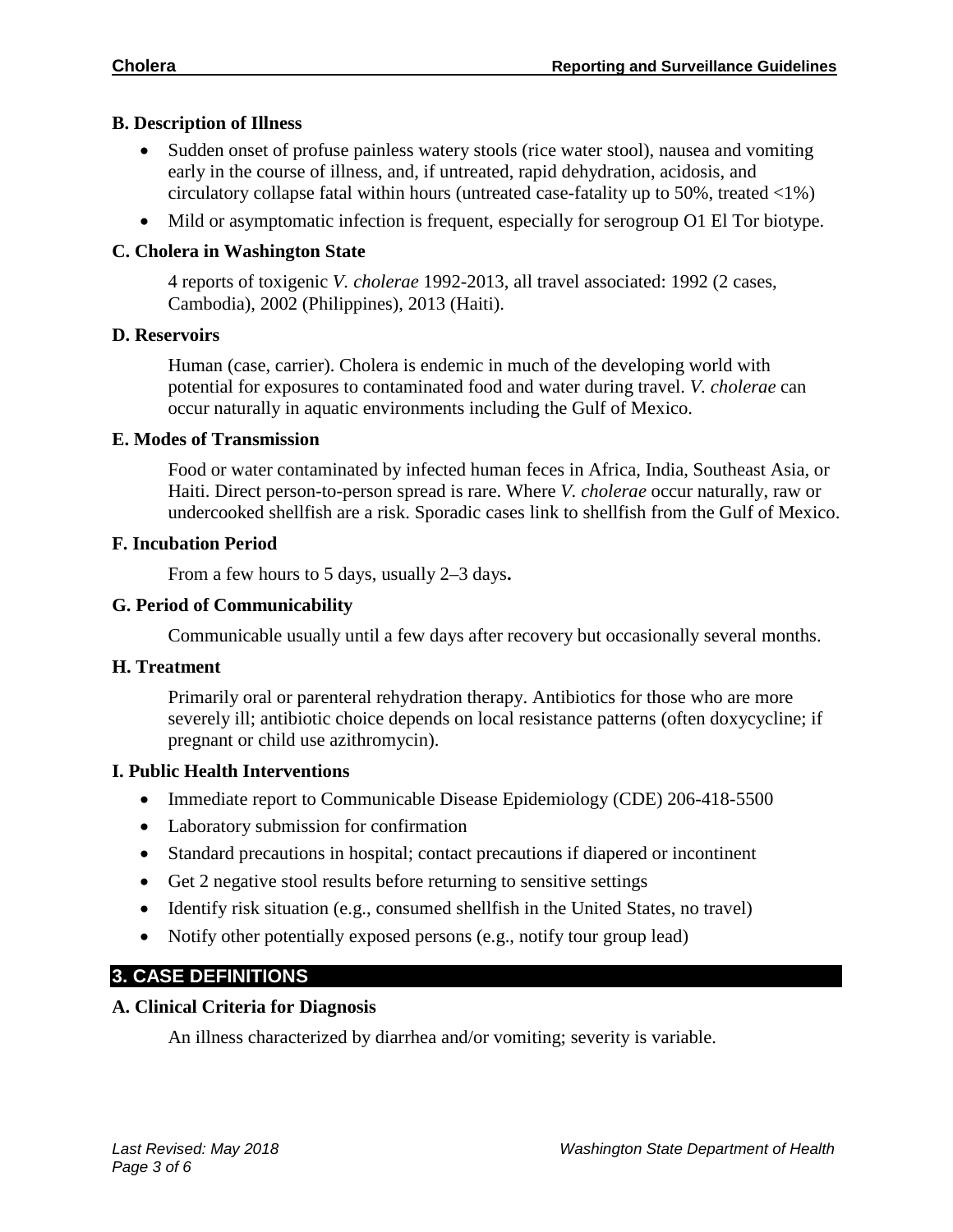### B. Description of Illness

- Sudden onset of profuse painless watery stools (rice water stool), nausea and vomiting early in the course of illness, and, if untreated, rapid dehydration, acidosis, and circulatory collapse fatal within hours (untreated case-fatality up to 50%, treated <1%)
- Mild or asymptomatic infection is frequent, especially for serogroup O1 El Tor biotype.

### C. Cholera in Washington State

4 reports of toxigenic *V. cholerae* 1992-2013, all travel associated: 1992 (2 cases, Cambodia), 2002 (Philippines), 2013 (Haiti).

### D. Reservoirs

Human (case, carrier). Cholera is endemic in much of the developing world with potential for exposures to contaminated food and water during travel. *V. cholerae* can occur naturally in aquatic environments including the Gulf of Mexico.

### E. Modes of Transmission

Food or water contaminated by infected human feces in Africa, India, Southeast Asia, or Haiti. Direct person-to-person spread is rare. Where *V. cholerae* occur naturally, raw or undercooked shellfish are a risk. Sporadic cases link to shellfish from the Gulf of Mexico.

### F. Incubation Period

From a few hours to 5 days, usually 2–3 days**.**

### G. Period of Communicability

Communicable usually until a few days after recovery but occasionally several months.

### H. Treatment

Primarily oral or parenteral rehydration therapy. Antibiotics for those who are more severely ill; antibiotic choice depends on local resistance patterns (often doxycycline; if pregnant or child use azithromycin).

### I. Public Health Interventions

- Immediate report to Communicable Disease Epidemiology (CDE) 206-418-5500
- Laboratory submission for confirmation
- Standard precautions in hospital; contact precautions if diapered or incontinent
- Get 2 negative stool results before returning to sensitive settings
- Identify risk situation (e.g., consumed shellfish in the United States, no travel)
- Notify other potentially exposed persons (e.g., notify tour group lead)

## 3. CASE DEFINITIONS

### A. Clinical Criteria for Diagnosis

An illness characterized by diarrhea and/or vomiting; severity is variable.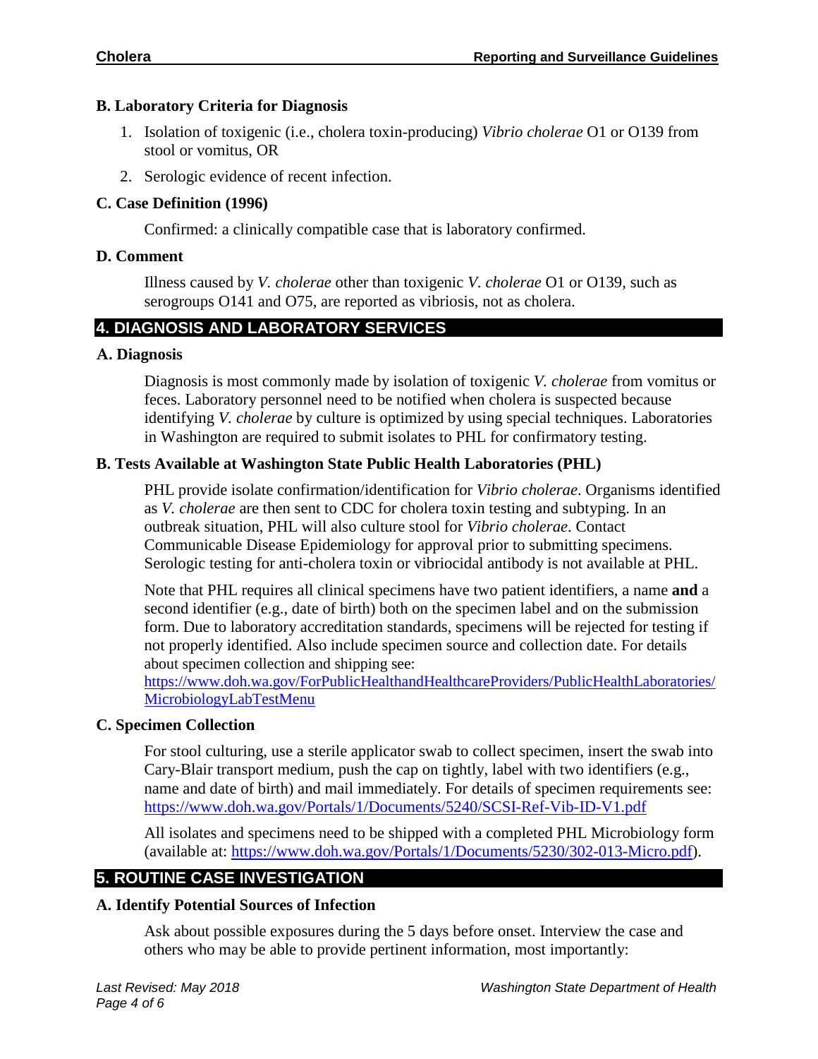### B. Laboratory Criteria for Diagnosis

1. Isolation of toxigenic (i.e., cholera toxin-producing) *Vibrio cholerae* O1 or O139 from stool or vomitus, OR
2. Serologic evidence of recent infection.

### C. Case Definition (1996)

Confirmed: a clinically compatible case that is laboratory confirmed.

### D. Comment

Illness caused by *V. cholerae* other than toxigenic *V. cholerae* O1 or O139, such as serogroups O141 and O75, are reported as vibriosis, not as cholera.

## 4. DIAGNOSIS AND LABORATORY SERVICES

### A. Diagnosis

Diagnosis is most commonly made by isolation of toxigenic *V. cholerae* from vomitus or feces. Laboratory personnel need to be notified when cholera is suspected because identifying *V. cholerae* by culture is optimized by using special techniques. Laboratories in Washington are required to submit isolates to PHL for confirmatory testing.

### B. Tests Available at Washington State Public Health Laboratories (PHL)

PHL provide isolate confirmation/identification for *Vibrio cholerae*. Organisms identified as *V. cholerae* are then sent to CDC for cholera toxin testing and subtyping. In an outbreak situation, PHL will also culture stool for *Vibrio cholerae*. Contact Communicable Disease Epidemiology for approval prior to submitting specimens. Serologic testing for anti-cholera toxin or vibriocidal antibody is not available at PHL.

Note that PHL requires all clinical specimens have two patient identifiers, a name **and** a second identifier (e.g., date of birth) both on the specimen label and on the submission form. Due to laboratory accreditation standards, specimens will be rejected for testing if not properly identified. Also include specimen source and collection date. For details about specimen collection and shipping see: [https://www.doh.wa.gov/ForPublicHealthandHealthcareProviders/PublicHealthLaboratories/MicrobiologyLabTestMenu](https://www.doh.wa.gov/ForPublicHealthandHealthcareProviders/PublicHealthLaboratories/MicrobiologyLabTestMenu)

### C. Specimen Collection

For stool culturing, use a sterile applicator swab to collect specimen, insert the swab into Cary-Blair transport medium, push the cap on tightly, label with two identifiers (e.g., name and date of birth) and mail immediately. For details of specimen requirements see: [https://www.doh.wa.gov/Portals/1/Documents/5240/SCSI-Ref-Vib-ID-V1.pdf](https://www.doh.wa.gov/Portals/1/Documents/5240/SCSI-Ref-Vib-ID-V1.pdf)

All isolates and specimens need to be shipped with a completed PHL Microbiology form (available at: [https://www.doh.wa.gov/Portals/1/Documents/5230/302-013-Micro.pdf](https://www.doh.wa.gov/Portals/1/Documents/5230/302-013-Micro.pdf)).

## 5. ROUTINE CASE INVESTIGATION

### A. Identify Potential Sources of Infection

Ask about possible exposures during the 5 days before onset. Interview the case and others who may be able to provide pertinent information, most importantly: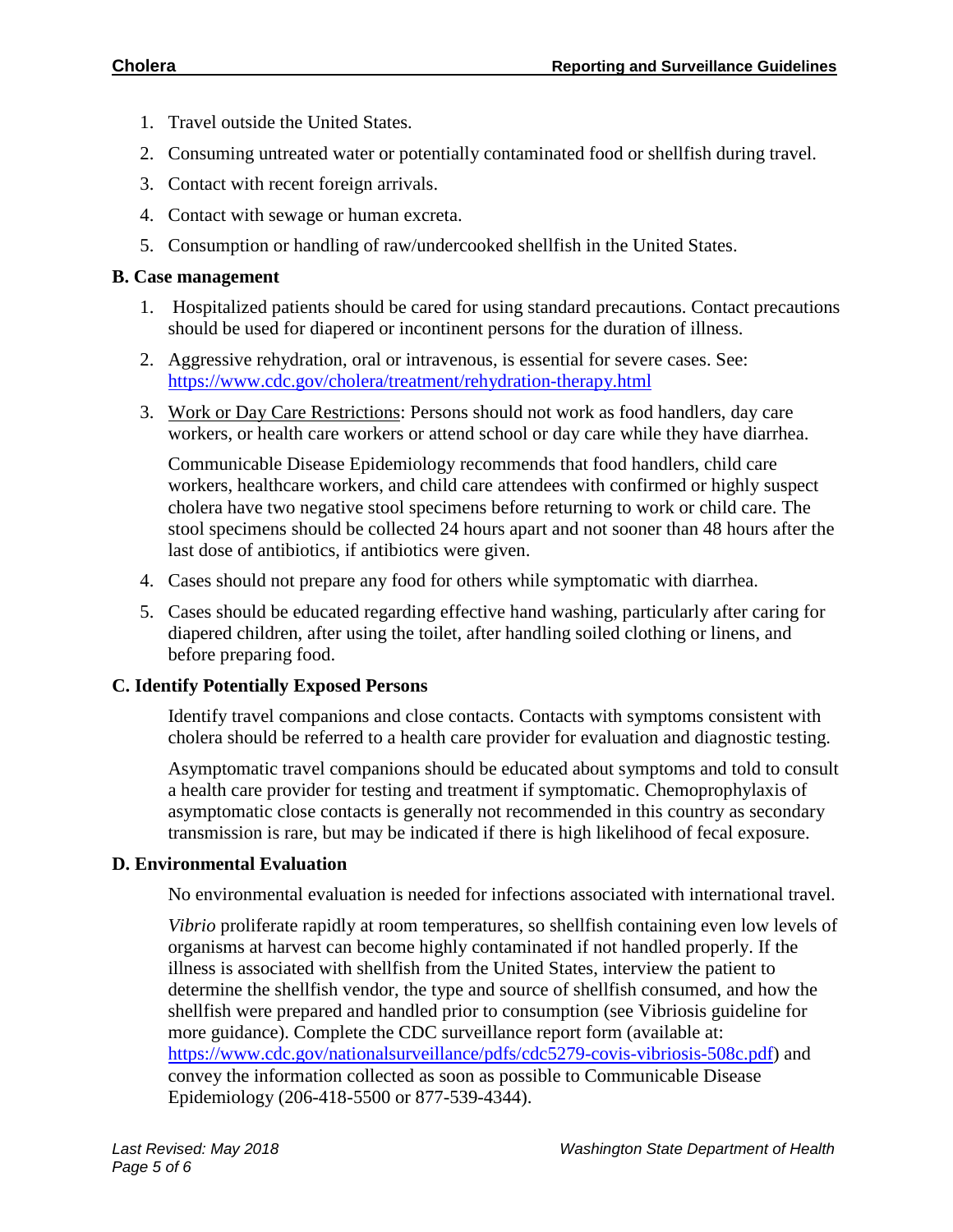1. Travel outside the United States.
2. Consuming untreated water or potentially contaminated food or shellfish during travel.
3. Contact with recent foreign arrivals.
4. Contact with sewage or human excreta.
5. Consumption or handling of raw/undercooked shellfish in the United States.

### B. Case management

1. Hospitalized patients should be cared for using standard precautions. Contact precautions should be used for diapered or incontinent persons for the duration of illness.
2. Aggressive rehydration, oral or intravenous, is essential for severe cases. See: https://www.cdc.gov/cholera/treatment/rehydration-therapy.html
3. Work or Day Care Restrictions: Persons should not work as food handlers, day care workers, or health care workers or attend school or day care while they have diarrhea.

   Communicable Disease Epidemiology recommends that food handlers, child care workers, healthcare workers, and child care attendees with confirmed or highly suspect cholera have two negative stool specimens before returning to work or child care. The stool specimens should be collected 24 hours apart and not sooner than 48 hours after the last dose of antibiotics, if antibiotics were given.
4. Cases should not prepare any food for others while symptomatic with diarrhea.
5. Cases should be educated regarding effective hand washing, particularly after caring for diapered children, after using the toilet, after handling soiled clothing or linens, and before preparing food.

### C. Identify Potentially Exposed Persons

Identify travel companions and close contacts. Contacts with symptoms consistent with cholera should be referred to a health care provider for evaluation and diagnostic testing.

Asymptomatic travel companions should be educated about symptoms and told to consult a health care provider for testing and treatment if symptomatic. Chemoprophylaxis of asymptomatic close contacts is generally not recommended in this country as secondary transmission is rare, but may be indicated if there is high likelihood of fecal exposure.

### D. Environmental Evaluation

No environmental evaluation is needed for infections associated with international travel.

*Vibrio* proliferate rapidly at room temperatures, so shellfish containing even low levels of organisms at harvest can become highly contaminated if not handled properly. If the illness is associated with shellfish from the United States, interview the patient to determine the shellfish vendor, the type and source of shellfish consumed, and how the shellfish were prepared and handled prior to consumption (see Vibriosis guideline for more guidance). Complete the CDC surveillance report form (available at: https://www.cdc.gov/nationalsurveillance/pdfs/cdc5279-covis-vibriosis-508c.pdf) and convey the information collected as soon as possible to Communicable Disease Epidemiology (206-418-5500 or 877-539-4344).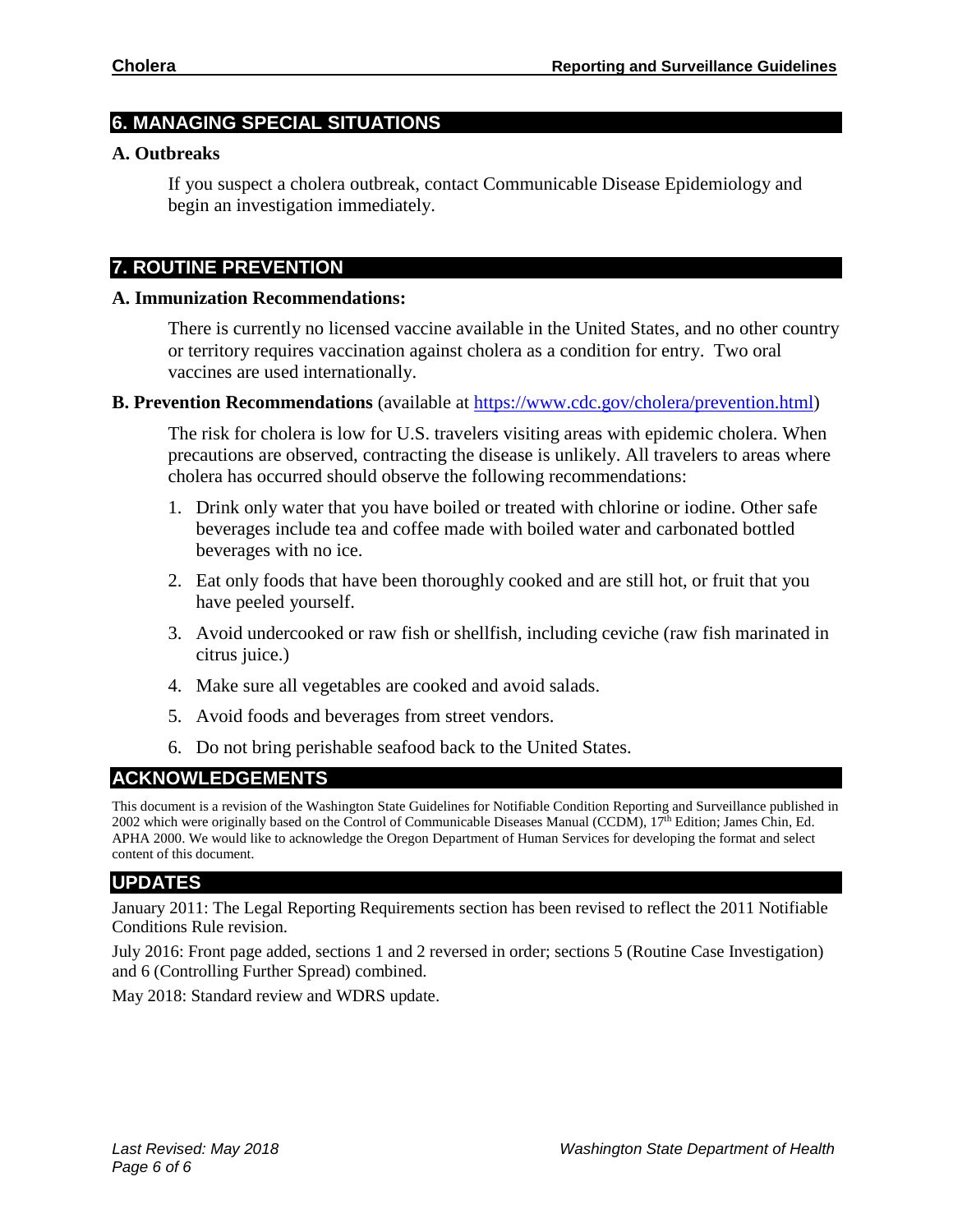## 6. MANAGING SPECIAL SITUATIONS

### A. Outbreaks

If you suspect a cholera outbreak, contact Communicable Disease Epidemiology and begin an investigation immediately.

## 7. ROUTINE PREVENTION

### A. Immunization Recommendations:

There is currently no licensed vaccine available in the United States, and no other country or territory requires vaccination against cholera as a condition for entry. Two oral vaccines are used internationally.

**B. Prevention Recommendations** (available at https://www.cdc.gov/cholera/prevention.html)

The risk for cholera is low for U.S. travelers visiting areas with epidemic cholera. When precautions are observed, contracting the disease is unlikely. All travelers to areas where cholera has occurred should observe the following recommendations:

1. Drink only water that you have boiled or treated with chlorine or iodine. Other safe beverages include tea and coffee made with boiled water and carbonated bottled beverages with no ice.
2. Eat only foods that have been thoroughly cooked and are still hot, or fruit that you have peeled yourself.
3. Avoid undercooked or raw fish or shellfish, including ceviche (raw fish marinated in citrus juice.)
4. Make sure all vegetables are cooked and avoid salads.
5. Avoid foods and beverages from street vendors.
6. Do not bring perishable seafood back to the United States.

## ACKNOWLEDGEMENTS

This document is a revision of the Washington State Guidelines for Notifiable Condition Reporting and Surveillance published in 2002 which were originally based on the Control of Communicable Diseases Manual (CCDM), 17th Edition; James Chin, Ed. APHA 2000. We would like to acknowledge the Oregon Department of Human Services for developing the format and select content of this document.

## UPDATES

January 2011: The Legal Reporting Requirements section has been revised to reflect the 2011 Notifiable Conditions Rule revision.

July 2016: Front page added, sections 1 and 2 reversed in order; sections 5 (Routine Case Investigation) and 6 (Controlling Further Spread) combined.

May 2018: Standard review and WDRS update.